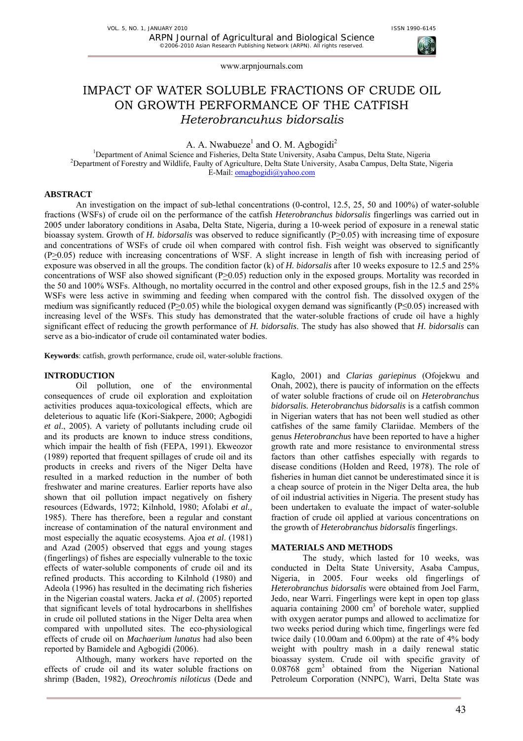# IMPACT OF WATER SOLUBLE FRACTIONS OF CRUDE OIL ON GROWTH PERFORMANCE OF THE CATFISH *Heterobrancuhus bidorsalis*

A. A. Nwabueze[1] and O. M. Agbogidi[2]

[1]Department of Animal Science and Fisheries, Delta State University, Asaba Campus, Delta State, Nigeria
[2]Department of Forestry and Wildlife, Faulty of Agriculture, Delta State University, Asaba Campus, Delta State, Nigeria
E-Mail: omagbogidi@yahoo.com

## ABSTRACT

An investigation on the impact of sub-lethal concentrations (0-control, 12.5, 25, 50 and 100%) of water-soluble fractions (WSFs) of crude oil on the performance of the catfish *Heterobranchus bidorsalis* fingerlings was carried out in 2005 under laboratory conditions in Asaba, Delta State, Nigeria, during a 10-week period of exposure in a renewal static bioassay system. Growth of *H. bidorsalis* was observed to reduce significantly ($P \geq 0.05$) with increasing time of exposure and concentrations of WSFs of crude oil when compared with control fish. Fish weight was observed to significantly ($P \geq 0.05$) reduce with increasing concentrations of WSF. A slight increase in length of fish with increasing period of exposure was observed in all the groups. The condition factor (k) of *H. bidorsalis* after 10 weeks exposure to 12.5 and 25% concentrations of WSF also showed significant ($P \geq 0.05$) reduction only in the exposed groups. Mortality was recorded in the 50 and 100% WSFs. Although, no mortality occurred in the control and other exposed groups, fish in the 12.5 and 25% WSFs were less active in swimming and feeding when compared with the control fish. The dissolved oxygen of the medium was significantly reduced ($P \geq 0.05$) while the biological oxygen demand was significantly ($P \leq 0.05$) increased with increasing level of the WSFs. This study has demonstrated that the water-soluble fractions of crude oil have a highly significant effect of reducing the growth performance of *H. bidorsalis*. The study has also showed that *H. bidorsalis* can serve as a bio-indicator of crude oil contaminated water bodies.

**Keywords**: catfish, growth performance, crude oil, water-soluble fractions.

## INTRODUCTION

Oil pollution, one of the environmental consequences of crude oil exploration and exploitation activities produces aqua-toxicological effects, which are deleterious to aquatic life (Kori-Siakpere, 2000; Agbogidi *et al*., 2005). A variety of pollutants including crude oil and its products are known to induce stress conditions, which impair the health of fish (FEPA, 1991). Ekweozor (1989) reported that frequent spillages of crude oil and its products in creeks and rivers of the Niger Delta have resulted in a marked reduction in the number of both freshwater and marine creatures. Earlier reports have also shown that oil pollution impact negatively on fishery resources (Edwards, 1972; Kilnhold, 1980; Afolabi *et al.,* 1985). There has therefore, been a regular and constant increase of contamination of the natural environment and most especially the aquatic ecosystems. Ajoa *et al*. (1981) and Azad (2005) observed that eggs and young stages (fingerlings) of fishes are especially vulnerable to the toxic effects of water-soluble components of crude oil and its refined products. This according to Kilnhold (1980) and Adeola (1996) has resulted in the decimating rich fisheries in the Nigerian coastal waters. Jacka *et al*. (2005) reported that significant levels of total hydrocarbons in shellfishes in crude oil polluted stations in the Niger Delta area when compared with unpolluted sites. The eco-physiological effects of crude oil on *Machaerium lunatus* had also been reported by Bamidele and Agbogidi (2006).

Although, many workers have reported on the effects of crude oil and its water soluble fractions on shrimp (Baden, 1982), *Oreochromis niloticus* (Dede and Kaglo, 2001) and *Clarias gariepinus* (Ofojekwu and Onah, 2002), there is paucity of information on the effects of water soluble fractions of crude oil on *Heterobranchus bidorsalis. Heterobranchus bidorsalis* is a catfish common in Nigerian waters that has not been well studied as other catfishes of the same family Clariidae. Members of the genus *Heterobranchus* have been reported to have a higher growth rate and more resistance to environmental stress factors than other catfishes especially with regards to disease conditions (Holden and Reed, 1978). The role of fisheries in human diet cannot be underestimated since it is a cheap source of protein in the Niger Delta area, the hub of oil industrial activities in Nigeria. The present study has been undertaken to evaluate the impact of water-soluble fraction of crude oil applied at various concentrations on the growth of *Heterobranchus bidorsalis* fingerlings.

## MATERIALS AND METHODS

The study, which lasted for 10 weeks, was conducted in Delta State University, Asaba Campus, Nigeria, in 2005. Four weeks old fingerlings of *Heterobranchus bidorsalis* were obtained from Joel Farm, Jedo, near Warri. Fingerlings were kept in open top glass aquaria containing 2000 $cm^3$ of borehole water, supplied with oxygen aerator pumps and allowed to acclimatize for two weeks period during which time, fingerlings were fed twice daily (10.00am and 6.00pm) at the rate of 4% body weight with poultry mash in a daily renewal static bioassay system. Crude oil with specific gravity of 0.08768 $gcm^3$ obtained from the Nigerian National Petroleum Corporation (NNPC), Warri, Delta State was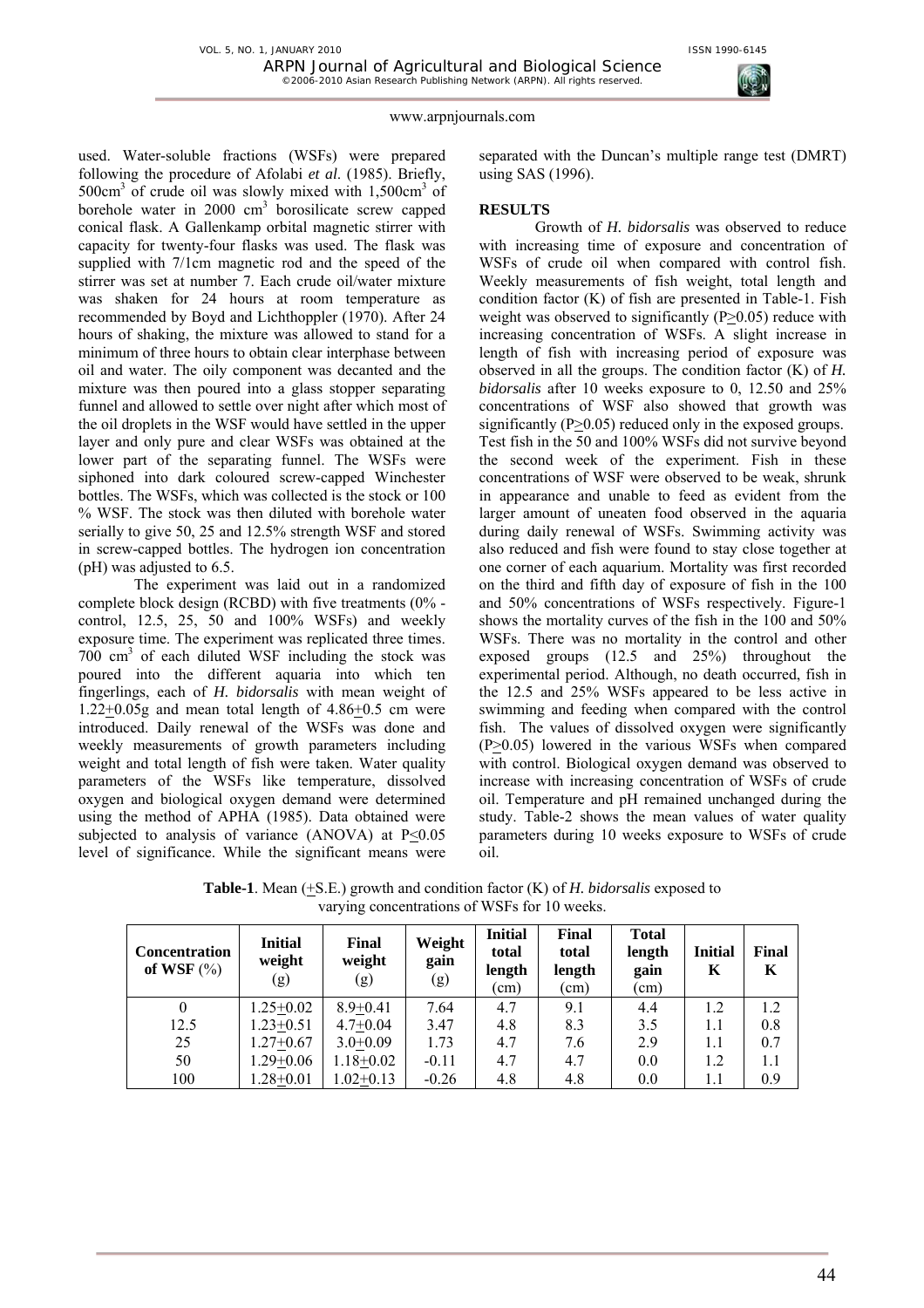used. Water-soluble fractions (WSFs) were prepared following the procedure of Afolabi *et al.* (1985). Briefly, 500cm$^3$ of crude oil was slowly mixed with 1,500cm$^3$ of borehole water in 2000 cm$^3$ borosilicate screw capped conical flask. A Gallenkamp orbital magnetic stirrer with capacity for twenty-four flasks was used. The flask was supplied with 7/1cm magnetic rod and the speed of the stirrer was set at number 7. Each crude oil/water mixture was shaken for 24 hours at room temperature as recommended by Boyd and Lichthoppler (1970). After 24 hours of shaking, the mixture was allowed to stand for a minimum of three hours to obtain clear interphase between oil and water. The oily component was decanted and the mixture was then poured into a glass stopper separating funnel and allowed to settle over night after which most of the oil droplets in the WSF would have settled in the upper layer and only pure and clear WSFs was obtained at the lower part of the separating funnel. The WSFs were siphoned into dark coloured screw-capped Winchester bottles. The WSFs, which was collected is the stock or 100 % WSF. The stock was then diluted with borehole water serially to give 50, 25 and 12.5% strength WSF and stored in screw-capped bottles. The hydrogen ion concentration (pH) was adjusted to 6.5.

The experiment was laid out in a randomized complete block design (RCBD) with five treatments (0% - control, 12.5, 25, 50 and 100% WSFs) and weekly exposure time. The experiment was replicated three times. 700 cm$^3$ of each diluted WSF including the stock was poured into the different aquaria into which ten fingerlings, each of *H. bidorsalis* with mean weight of 1.22$\pm$0.05g and mean total length of 4.86$\pm$0.5 cm were introduced. Daily renewal of the WSFs was done and weekly measurements of growth parameters including weight and total length of fish were taken. Water quality parameters of the WSFs like temperature, dissolved oxygen and biological oxygen demand were determined using the method of APHA (1985). Data obtained were subjected to analysis of variance (ANOVA) at $P\leq0.05$ level of significance. While the significant means were separated with the Duncan's multiple range test (DMRT) using SAS (1996).

## RESULTS

Growth of *H. bidorsalis* was observed to reduce with increasing time of exposure and concentration of WSFs of crude oil when compared with control fish. Weekly measurements of fish weight, total length and condition factor (K) of fish are presented in Table-1. Fish weight was observed to significantly ($P\geq0.05$) reduce with increasing concentration of WSFs. A slight increase in length of fish with increasing period of exposure was observed in all the groups. The condition factor (K) of *H. bidorsalis* after 10 weeks exposure to 0, 12.50 and 25% concentrations of WSF also showed that growth was significantly ($P\geq0.05$) reduced only in the exposed groups. Test fish in the 50 and 100% WSFs did not survive beyond the second week of the experiment. Fish in these concentrations of WSF were observed to be weak, shrunk in appearance and unable to feed as evident from the larger amount of uneaten food observed in the aquaria during daily renewal of WSFs. Swimming activity was also reduced and fish were found to stay close together at one corner of each aquarium. Mortality was first recorded on the third and fifth day of exposure of fish in the 100 and 50% concentrations of WSFs respectively. Figure-1 shows the mortality curves of the fish in the 100 and 50% WSFs. There was no mortality in the control and other exposed groups (12.5 and 25%) throughout the experimental period. Although, no death occurred, fish in the 12.5 and 25% WSFs appeared to be less active in swimming and feeding when compared with the control fish. The values of dissolved oxygen were significantly ($P\geq0.05$) lowered in the various WSFs when compared with control. Biological oxygen demand was observed to increase with increasing concentration of WSFs of crude oil. Temperature and pH remained unchanged during the study. Table-2 shows the mean values of water quality parameters during 10 weeks exposure to WSFs of crude oil.

**Table-1**. Mean ($\pm$S.E.) growth and condition factor (K) of *H. bidorsalis* exposed to varying concentrations of WSFs for 10 weeks.

| Concentration of WSF (%) | Initial weight (g) | Final weight (g) | Weight gain (g) | Initial total length (cm) | Final total length (cm) | Total length gain (cm) | Initial K | Final K |
|---|---|---|---|---|---|---|---|---|
| 0 | 1.25$\pm$0.02 | 8.9$\pm$0.41 | 7.64 | 4.7 | 9.1 | 4.4 | 1.2 | 1.2 |
| 12.5 | 1.23$\pm$0.51 | 4.7$\pm$0.04 | 3.47 | 4.8 | 8.3 | 3.5 | 1.1 | 0.8 |
| 25 | 1.27$\pm$0.67 | 3.0$\pm$0.09 | 1.73 | 4.7 | 7.6 | 2.9 | 1.1 | 0.7 |
| 50 | 1.29$\pm$0.06 | 1.18$\pm$0.02 | -0.11 | 4.7 | 4.7 | 0.0 | 1.2 | 1.1 |
| 100 | 1.28$\pm$0.01 | 1.02$\pm$0.13 | -0.26 | 4.8 | 4.8 | 0.0 | 1.1 | 0.9 |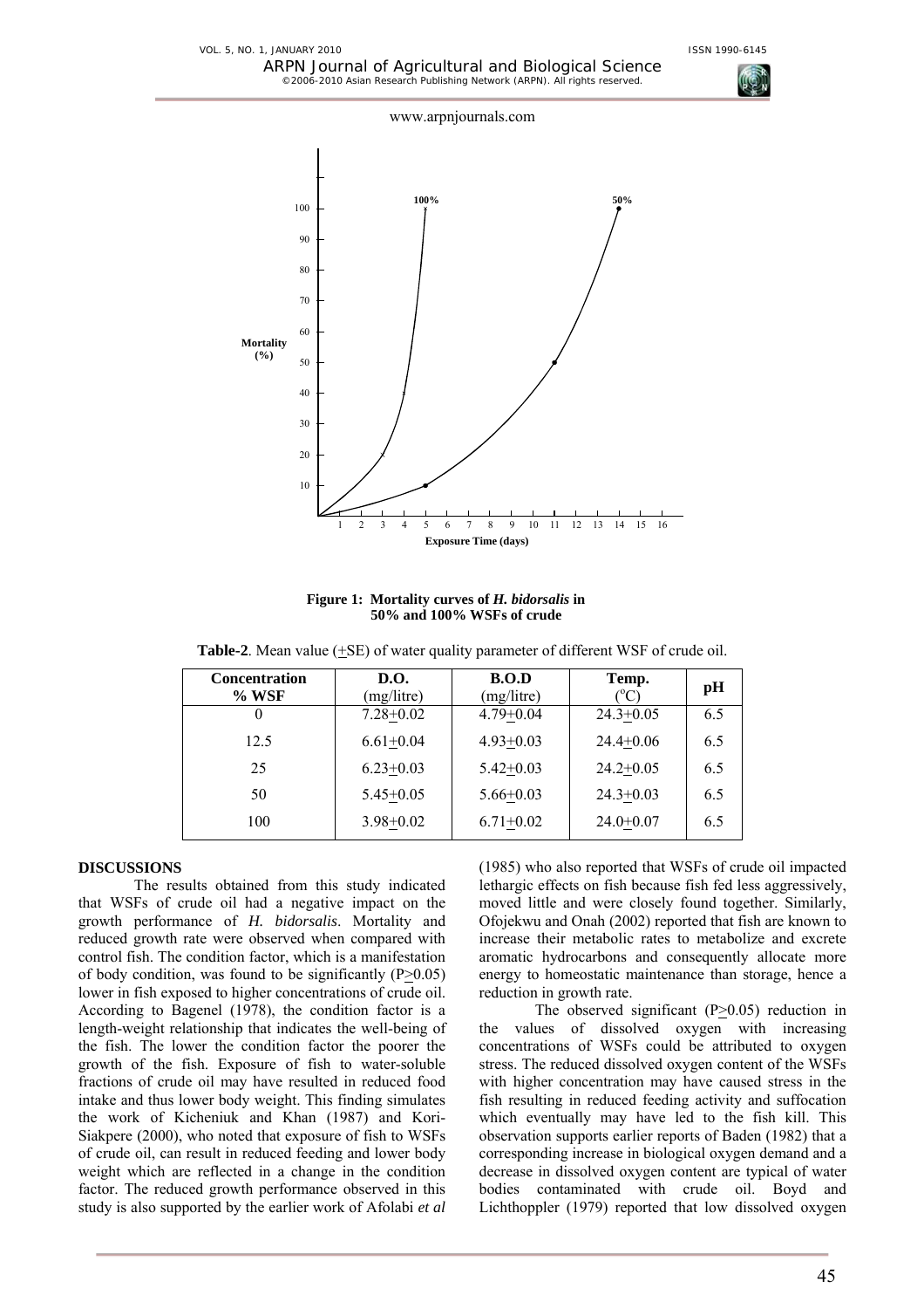Figure 1: Mortality curves of *H. bidorsalis* in 50% and 100% WSFs of crude

**Table-2**. Mean value (±SE) of water quality parameter of different WSF of crude oil.

| Concentration % WSF | D.O. (mg/litre) | B.O.D (mg/litre) | Temp. (°C) | pH |
|---|---|---|---|---|
| 0 | 7.28±0.02 | 4.79±0.04 | 24.3±0.05 | 6.5 |
| 12.5 | 6.61±0.04 | 4.93±0.03 | 24.4±0.06 | 6.5 |
| 25 | 6.23±0.03 | 5.42±0.03 | 24.2±0.05 | 6.5 |
| 50 | 5.45±0.05 | 5.66±0.03 | 24.3±0.03 | 6.5 |
| 100 | 3.98±0.02 | 6.71±0.02 | 24.0±0.07 | 6.5 |

## DISCUSSIONS

The results obtained from this study indicated that WSFs of crude oil had a negative impact on the growth performance of *H. bidorsalis*. Mortality and reduced growth rate were observed when compared with control fish. The condition factor, which is a manifestation of body condition, was found to be significantly ($P \geq 0.05$) lower in fish exposed to higher concentrations of crude oil. According to Bagenel (1978), the condition factor is a length-weight relationship that indicates the well-being of the fish. The lower the condition factor the poorer the growth of the fish. Exposure of fish to water-soluble fractions of crude oil may have resulted in reduced food intake and thus lower body weight. This finding simulates the work of Kicheniuk and Khan (1987) and Kori-Siakpere (2000), who noted that exposure of fish to WSFs of crude oil, can result in reduced feeding and lower body weight which are reflected in a change in the condition factor. The reduced growth performance observed in this study is also supported by the earlier work of Afolabi *et al* (1985) who also reported that WSFs of crude oil impacted lethargic effects on fish because fish fed less aggressively, moved little and were closely found together. Similarly, Ofojekwu and Onah (2002) reported that fish are known to increase their metabolic rates to metabolize and excrete aromatic hydrocarbons and consequently allocate more energy to homeostatic maintenance than storage, hence a reduction in growth rate.

The observed significant ($P \geq 0.05$) reduction in the values of dissolved oxygen with increasing concentrations of WSFs could be attributed to oxygen stress. The reduced dissolved oxygen content of the WSFs with higher concentration may have caused stress in the fish resulting in reduced feeding activity and suffocation which eventually may have led to the fish kill. This observation supports earlier reports of Baden (1982) that a corresponding increase in biological oxygen demand and a decrease in dissolved oxygen content are typical of water bodies contaminated with crude oil. Boyd and Lichthoppler (1979) reported that low dissolved oxygen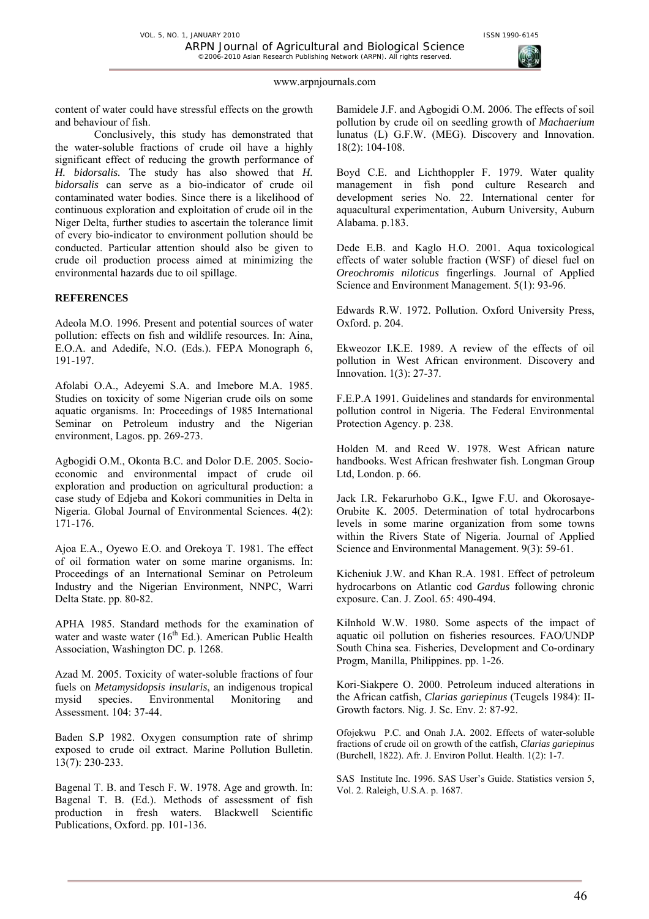content of water could have stressful effects on the growth and behaviour of fish.

Conclusively, this study has demonstrated that the water-soluble fractions of crude oil have a highly significant effect of reducing the growth performance of *H. bidorsalis.* The study has also showed that *H. bidorsalis* can serve as a bio-indicator of crude oil contaminated water bodies. Since there is a likelihood of continuous exploration and exploitation of crude oil in the Niger Delta, further studies to ascertain the tolerance limit of every bio-indicator to environment pollution should be conducted. Particular attention should also be given to crude oil production process aimed at minimizing the environmental hazards due to oil spillage.

## REFERENCES

Adeola M.O. 1996. Present and potential sources of water pollution: effects on fish and wildlife resources. In: Aina, E.O.A. and Adedife, N.O. (Eds.). FEPA Monograph 6, 191-197.

Afolabi O.A., Adeyemi S.A. and Imebore M.A. 1985. Studies on toxicity of some Nigerian crude oils on some aquatic organisms. In: Proceedings of 1985 International Seminar on Petroleum industry and the Nigerian environment, Lagos. pp. 269-273.

Agbogidi O.M., Okonta B.C. and Dolor D.E. 2005. Socio-economic and environmental impact of crude oil exploration and production on agricultural production: a case study of Edjeba and Kokori communities in Delta in Nigeria. Global Journal of Environmental Sciences. 4(2): 171-176.

Ajoa E.A., Oyewo E.O. and Orekoya T. 1981. The effect of oil formation water on some marine organisms. In: Proceedings of an International Seminar on Petroleum Industry and the Nigerian Environment, NNPC, Warri Delta State. pp. 80-82.

APHA 1985. Standard methods for the examination of water and waste water (16th Ed.). American Public Health Association, Washington DC. p. 1268.

Azad M. 2005. Toxicity of water-soluble fractions of four fuels on *Metamysidopsis insularis*, an indigenous tropical mysid species. Environmental Monitoring and Assessment. 104: 37-44.

Baden S.P 1982. Oxygen consumption rate of shrimp exposed to crude oil extract. Marine Pollution Bulletin. 13(7): 230-233.

Bagenal T. B. and Tesch F. W. 1978. Age and growth. In: Bagenal T. B. (Ed.). Methods of assessment of fish production in fresh waters. Blackwell Scientific Publications, Oxford. pp. 101-136.

Bamidele J.F. and Agbogidi O.M. 2006. The effects of soil pollution by crude oil on seedling growth of *Machaerium* lunatus (L) G.F.W. (MEG). Discovery and Innovation. 18(2): 104-108.

Boyd C.E. and Lichthoppler F. 1979. Water quality management in fish pond culture Research and development series No. 22. International center for aquacultural experimentation, Auburn University, Auburn Alabama. p.183.

Dede E.B. and Kaglo H.O. 2001. Aqua toxicological effects of water soluble fraction (WSF) of diesel fuel on *Oreochromis niloticus* fingerlings. Journal of Applied Science and Environment Management. 5(1): 93-96.

Edwards R.W. 1972. Pollution. Oxford University Press, Oxford. p. 204.

Ekweozor I.K.E. 1989. A review of the effects of oil pollution in West African environment. Discovery and Innovation. 1(3): 27-37.

F.E.P.A 1991. Guidelines and standards for environmental pollution control in Nigeria. The Federal Environmental Protection Agency. p. 238.

Holden M. and Reed W. 1978. West African nature handbooks. West African freshwater fish. Longman Group Ltd, London. p. 66.

Jack I.R. Fekarurhobo G.K., Igwe F.U. and Okorosaye-Orubite K. 2005. Determination of total hydrocarbons levels in some marine organization from some towns within the Rivers State of Nigeria. Journal of Applied Science and Environmental Management. 9(3): 59-61.

Kicheniuk J.W. and Khan R.A. 1981. Effect of petroleum hydrocarbons on Atlantic cod *Gardus* following chronic exposure. Can. J. Zool. 65: 490-494.

Kilnhold W.W. 1980. Some aspects of the impact of aquatic oil pollution on fisheries resources. FAO/UNDP South China sea. Fisheries, Development and Co-ordinary Progm, Manilla, Philippines. pp. 1-26.

Kori-Siakpere O. 2000. Petroleum induced alterations in the African catfish, *Clarias gariepinus* (Teugels 1984): II-Growth factors. Nig. J. Sc. Env. 2: 87-92.

Ofojekwu P.C. and Onah J.A. 2002. Effects of water-soluble fractions of crude oil on growth of the catfish, *Clarias gariepinus* (Burchell, 1822). Afr. J. Environ Pollut. Health. 1(2): 1-7.

SAS Institute Inc. 1996. SAS User's Guide. Statistics version 5, Vol. 2. Raleigh, U.S.A. p. 1687.